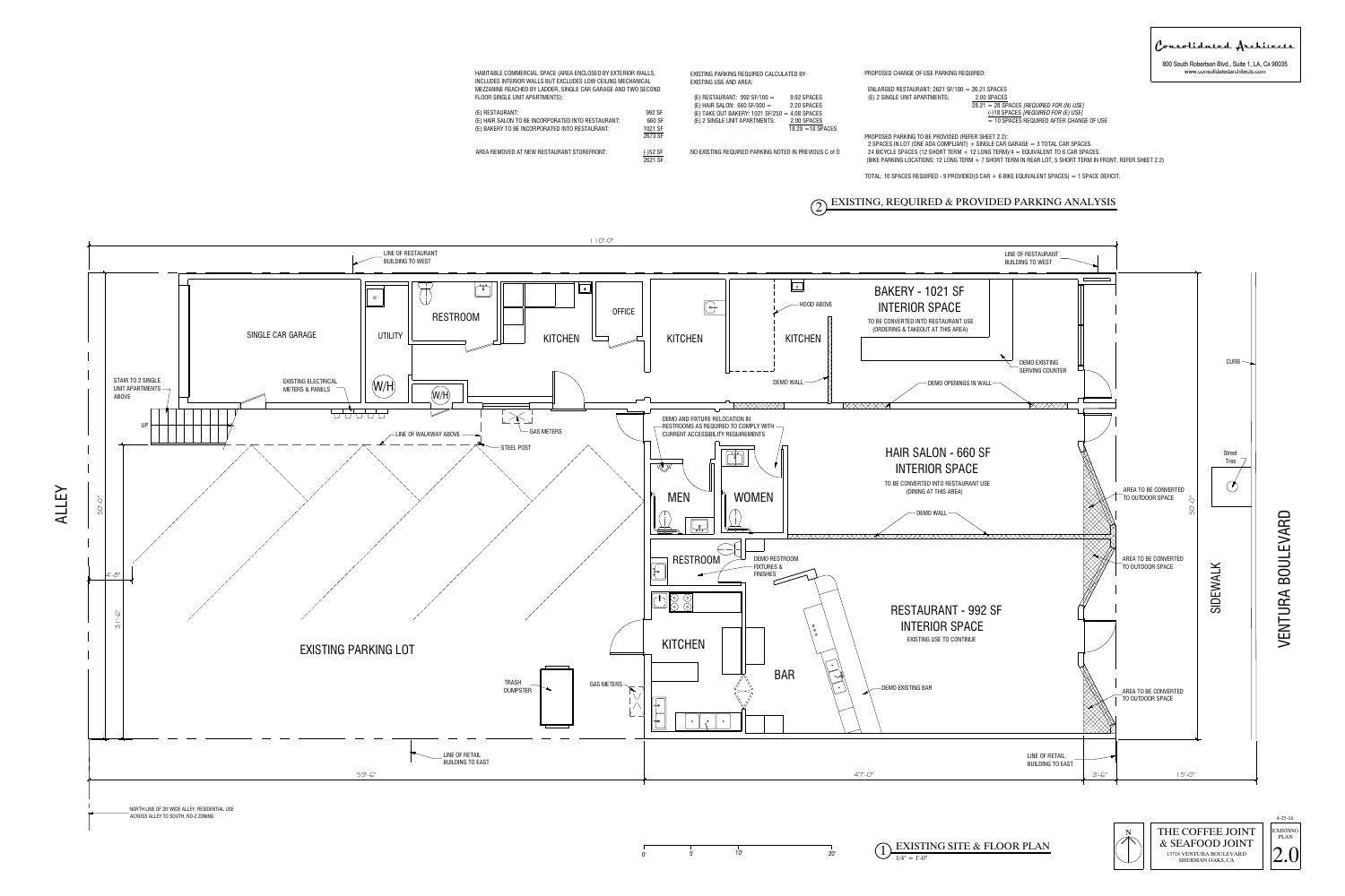Consolidated Architects

800 South Robertson Blvd., Suite 1, LA, Ca 90035
www.consolidatedarchitects.com

HABITABLE COMMERCIAL SPACE (AREA ENCLOSED BY EXTERIOR WALLS, INCLUDES INTERIOR WALLS BUT EXCLUDES LOW CEILING MECHANICAL MEZZANINE REACHED BY LADDER, SINGLE CAR GARAGE AND TWO SECOND FLOOR SINGLE UNIT APARTMENTS):

| | |
|---|---|
| (E) RESTAURANT: | 992 SF |
| (E) HAIR SALON TO BE INCORPORATED INTO RESTAURANT: | 660 SF |
| (E) BAKERY TO BE INCORPORATED INTO RESTAURANT: | 1021 SF |
| | 2673 SF |
| AREA REMOVED AT NEW RESTAURANT STOREFRONT: | (-)52 SF |
| | 2621 SF |

EXISTING PARKING REQUIRED CALCULATED BY EXISTING USE AND AREA:

| | |
|---|---|
| (E) RESTAURANT: 992 SF/100 = | 9.92 SPACES |
| (E) HAIR SALON: 660 SF/300 = | 2.20 SPACES |
| (E) TAKE OUT BAKERY: 1021 SF/250 = | 4.08 SPACES |
| (E) 2 SINGLE UNIT APARTMENTS: | 2.00 SPACES |
| | 18.20 = 18 SPACES |

NO EXISTING REQUIRED PARKING NOTED IN PREVIOUS C of O

PROPOSED CHANGE OF USE PARKING REQUIRED:

ENLARGED RESTAURANT: 2621 SF/100 = 26.21 SPACES
(E) 2 SINGLE UNIT APARTMENTS: 2.00 SPACES
28.21 = 28 SPACES *(REQUIRED FOR (N) USE)*
(-)18 SPACES *(REQUIRED FOR (E) USE)*
= 10 SPACES REQUIRED AFTER CHANGE OF USE

PROPOSED PARKING TO BE PROVIDED (REFER SHEET 2.2):
2 SPACES IN LOT (ONE ADA COMPLIANT) + SINGLE CAR GARAGE = 3 TOTAL CAR SPACES.
24 BICYCLE SPACES (12 SHORT TERM + 12 LONG TERM)/4 = EQUIVALENT TO 6 CAR SPACES.
(BIKE PARKING LOCATIONS: 12 LONG TERM + 7 SHORT TERM IN REAR LOT, 5 SHORT TERM IN FRONT, REFER SHEET 2.2)

TOTAL: 10 SPACES REQUIRED - 9 PROVIDED(3 CAR + 6 BIKE EQUIVALENT SPACES) = 1 SPACE DEFICIT.

## 2 EXISTING, REQUIRED & PROVIDED PARKING ANALYSIS

110'-0"

ALLEY — 50'-0" — 4'-8" — 31'-6" — 59'-6" — 47'-0" — 3'-6" — 15'-0"

LINE OF RESTAURANT BUILDING TO WEST

SINGLE CAR GARAGE — UTILITY — RESTROOM — KITCHEN — OFFICE — KITCHEN — KITCHEN — W/H — W/H

HOOD ABOVE

BAKERY - 1021 SF
INTERIOR SPACE
TO BE CONVERTED INTO RESTAURANT USE
(ORDERING & TAKEOUT AT THIS AREA)

DEMO EXISTING SERVING COUNTER

DEMO WALL — DEMO OPENINGS IN WALL

STAIR TO 2 SINGLE UNIT APARTMENTS ABOVE — UP

EXISTING ELECTRICAL METERS & PANELS

LINE OF WALKWAY ABOVE — STEEL POST — GAS METERS

DEMO AND FIXTURE RELOCATION IN RESTROOMS AS REQUIRED TO COMPLY WITH CURRENT ACCESSIBILITY REQUIREMENTS

MEN — WOMEN

HAIR SALON - 660 SF
INTERIOR SPACE
TO BE CONVERTED INTO RESTAURANT USE
(DINING AT THIS AREA)

DEMO WALL

AREA TO BE CONVERTED TO OUTDOOR SPACE

CURB — Street Tree — SIDEWALK — VENTURA BOULEVARD

RESTROOM — DEMO RESTROOM FIXTURES & FINISHES

RESTAURANT - 992 SF
INTERIOR SPACE
EXISTING USE TO CONTINUE

EXISTING PARKING LOT — KITCHEN — BAR — DEMO EXISTING BAR

TRASH DUMPSTER — GAS METERS

LINE OF RETAIL BUILDING TO EAST

NORTH LINE OF 20' WIDE ALLEY. RESIDENTIAL USE ACROSS ALLEY TO SOUTH, RD-2 ZONING

0' 5' 10' 20'

## 1 EXISTING SITE & FLOOR PLAN
1/4" = 1'-0"

N

THE COFFEE JOINT & SEAFOOD JOINT
13718 VENTURA BOULEVARD
SHERMAN OAKS, CA

4-25-16
EXISTING PLAN
2.0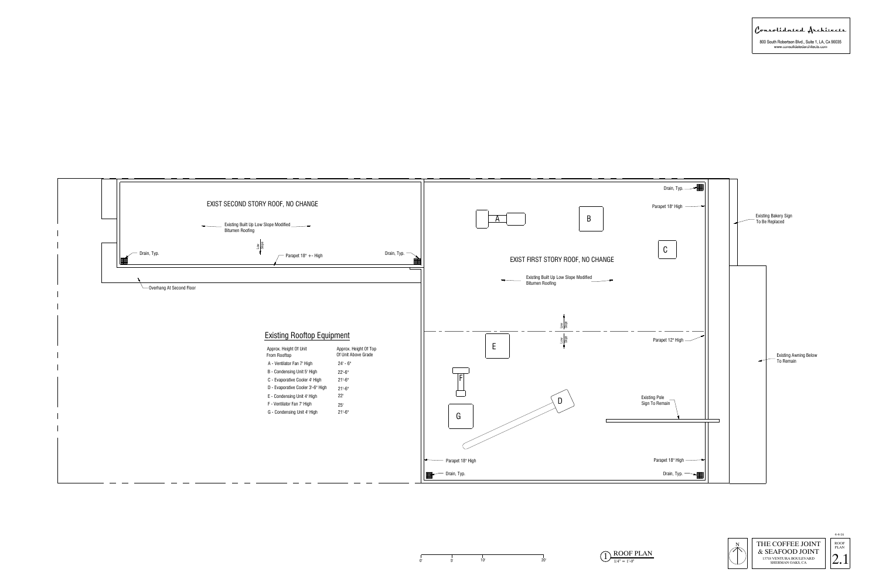Consolidated Architects

800 South Robertson Blvd., Suite 1, LA, CA 90035
www.consolidatedarchitects.com

EXIST SECOND STORY ROOF, NO CHANGE

Existing Built Up Low Slope Modified Bitumen Roofing

Low slope

Drain, Typ.

Parapet 18" +- High

Drain, Typ.

Overhang At Second Floor

EXIST FIRST STORY ROOF, NO CHANGE

Existing Built Up Low Slope Modified Bitumen Roofing

Drain, Typ.

Parapet 18" High

Parapet 12" High

Existing Pole Sign To Remain

Parapet 18" High

Drain, Typ.

Parapet 18" High

Drain, Typ.

Existing Bakery Sign To Be Replaced

Existing Awning Below To Remain

A B C D E F G

## Existing Rooftop Equipment

| Approx. Height Of Unit From Rooftop | Approx. Height Of Top Of Unit Above Grade |
|---|---|
| A - Ventilator Fan 7' High | 24' - 6" |
| B - Condensing Unit 5' High | 22'-6" |
| C - Evaporative Cooler 4' High | 21'-6" |
| D - Evaporative Cooler 3'-6" High | 21'-6" |
| E - Condensing Unit 4' High | 22' |
| F - Ventilator Fan 7' High | 25' |
| G - Condensing Unit 4' High | 21'-6" |

0' 5' 10' 20'

1 ROOF PLAN
1/4" = 1'-0"

N

THE COFFEE JOINT & SEAFOOD JOINT
13718 VENTURA BOULEVARD
SHERMAN OAKS, CA

4-4-16

ROOF PLAN

2.1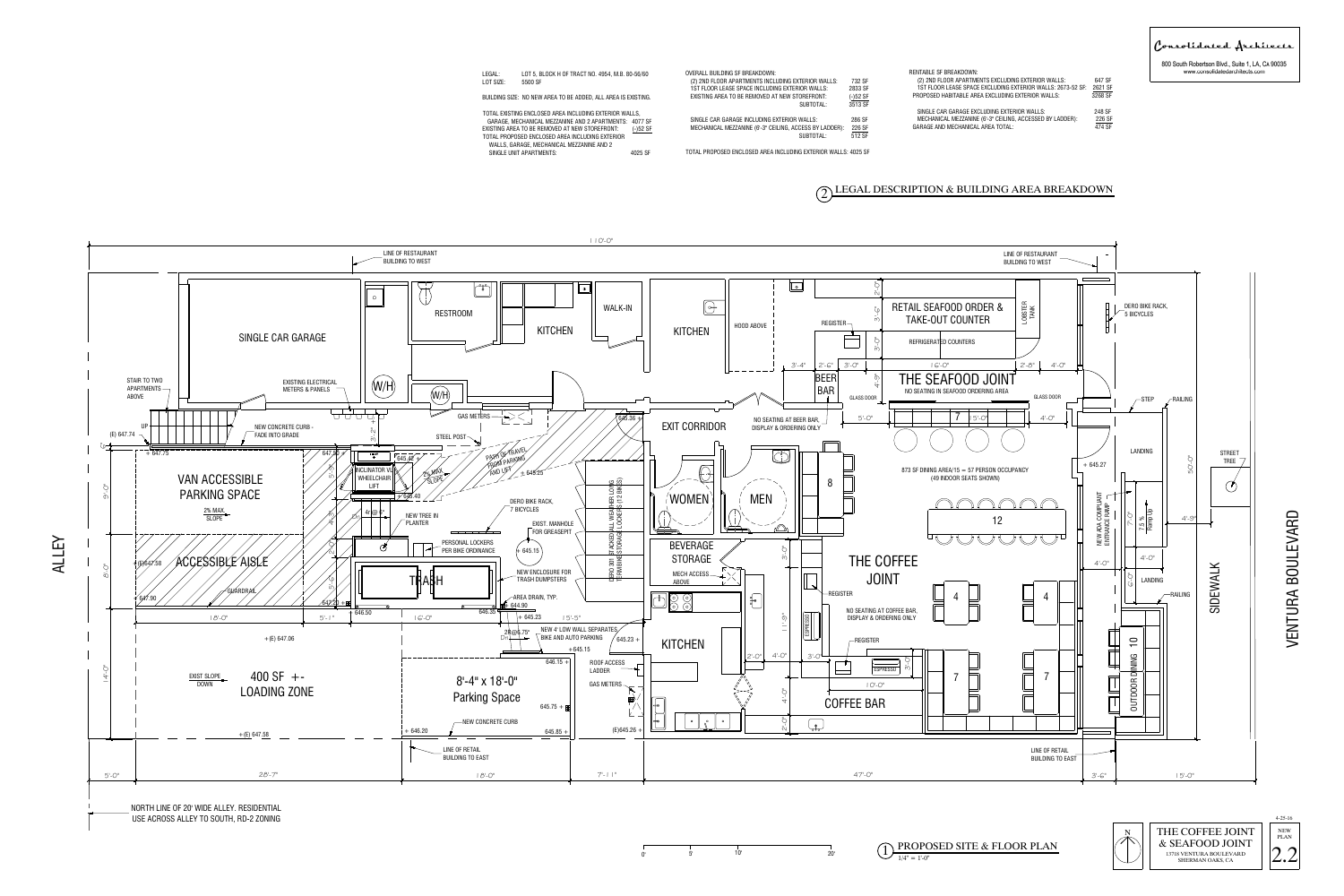Consolidated Architects

800 South Robertson Blvd., Suite 1, LA, CA 90035
www.consolidatedarchitects.com

| | |
|---|---|
| LEGAL: | LOT 5, BLOCK H OF TRACT NO. 4954, M.B. 80-56/60 |
| LOT SIZE: | 5500 SF |

BUILDING SIZE: NO NEW AREA TO BE ADDED, ALL AREA IS EXISTING.

| | |
|---|---|
| TOTAL EXISTING ENCLOSED AREA INCLUDING EXTERIOR WALLS, GARAGE, MECHANICAL MEZZANINE AND 2 APARTMENTS: | 4077 SF |
| EXISTING AREA TO BE REMOVED AT NEW STOREFRONT: | (-)52 SF |
| TOTAL PROPOSED ENCLOSED AREA INCLUDING EXTERIOR WALLS, GARAGE, MECHANICAL MEZZANINE AND 2 SINGLE UNIT APARTMENTS: | 4025 SF |

OVERALL BUILDING SF BREAKDOWN:

| | |
|---|---|
| (2) 2ND FLOOR APARTMENTS INCLUDING EXTERIOR WALLS: | 732 SF |
| 1ST FLOOR LEASE SPACE INCLUDING EXTERIOR WALLS: | 2833 SF |
| EXISTING AREA TO BE REMOVED AT NEW STOREFRONT: | (-)52 SF |
| SUBTOTAL: | 3513 SF |
| SINGLE CAR GARAGE INCLUDING EXTERIOR WALLS: | 286 SF |
| MECHANICAL MEZZANINE (6'-3" CEILING, ACCESS BY LADDER): | 226 SF |
| SUBTOTAL: | 512 SF |

TOTAL PROPOSED ENCLOSED AREA INCLUDING EXTERIOR WALLS: 4025 SF

RENTABLE SF BREAKDOWN:

| | |
|---|---|
| (2) 2ND FLOOR APARTMENTS EXCLUDING EXTERIOR WALLS: | 647 SF |
| 1ST FLOOR LEASE SPACE EXCLUDING EXTERIOR WALLS: 2673-52 SF: | 2621 SF |
| PROPOSED HABITABLE AREA EXCLUDING EXTERIOR WALLS: | 3268 SF |
| SINGLE CAR GARAGE EXCLUDING EXTERIOR WALLS: | 248 SF |
| MECHANICAL MEZZANINE (6'-3" CEILING, ACCESSED BY LADDER): | 226 SF |
| GARAGE AND MECHANICAL AREA TOTAL: | 474 SF |

## 2 LEGAL DESCRIPTION & BUILDING AREA BREAKDOWN

110'-0"

LINE OF RESTAURANT BUILDING TO WEST

SINGLE CAR GARAGE — RESTROOM — KITCHEN — WALK-IN — KITCHEN — HOOD ABOVE

RETAIL SEAFOOD ORDER & TAKE-OUT COUNTER — LOBSTER TANK — REGISTER — REFRIGERATED COUNTERS

DERO BIKE RACK, 5 BICYCLES

STAIR TO TWO APARTMENTS ABOVE — EXISTING ELECTRICAL METERS & PANELS — (W/H) — UP — (E) 647.74 — + 647.75

BEER BAR — THE SEAFOOD JOINT — NO SEATING IN SEAFOOD ORDERING AREA — GLASS DOOR — GLASS DOOR — STEP — RAILING

NEW CONCRETE CURB - FADE INTO GRADE — GAS METERS — STEEL POST — 646.36 + — EXIT CORRIDOR — NO SEATING AT BEER BAR, DISPLAY & ORDERING ONLY

VAN ACCESSIBLE PARKING SPACE — 2% MAX. SLOPE — INCLINATOR VL WHEELCHAIR LIFT — PATH OF TRAVEL FROM PARKING AND LIFT — 2% MAX SLOPE — ± 645.25 — 645.40

NEW TREE IN PLANTER — DERO BIKE RACK, 7 BICYCLES — EXIST. MANHOLE FOR GREASEPIT — PERSONAL LOCKERS PER BIKE ORDINANCE — + 645.15 — DERO 2011 STACKED ALL WEATHER LONG TERM BIKE STORAGE LOCKERS (12 BIKES)

WOMEN — MEN — 873 SF DINING AREA/15 = 57 PERSON OCCUPANCY (49 INDOOR SEATS SHOWN) — LANDING — + 645.27 — NEW ADA COMPLIANT ENTRANCE RAMP — 7.5 % Ramp Up — STREET TREE

ACCESSIBLE AISLE — (E)647.58 — GUARDRAIL — (E)647.90 — TRASH — NEW ENCLOSURE FOR TRASH DUMPSTERS — AREA DRAIN, TYP. — 644.90 — BEVERAGE STORAGE — MECH ACCESS ABOVE — THE COFFEE JOINT — REGISTER — LANDING — RAILING

NO SEATING AT COFFEE BAR, DISPLAY & ORDERING ONLY — REGISTER — ESPRESSO — OUTDOOR DINING 10

ALLEY — SIDEWALK — VENTURA BOULEVARD

+(E) 647.06 — NEW 4' LOW WALL SEPARATES BIKE AND AUTO PARKING — 645.23 + — + 645.15 — ROOF ACCESS LADDER — GAS METERS — KITCHEN — COFFEE BAR

EXIST SLOPE DOWN — 400 SF +- LOADING ZONE — 8'-4" x 18'-0" Parking Space — 645.75 + — NEW CONCRETE CURB — + 646.20 — 645.85 + — (E)645.26 + — +(E) 647.58

LINE OF RETAIL BUILDING TO EAST

5'-0" | 28'-7" | 18'-0" | 7'-11" | 47'-0" | 3'-6" | 15'-0"

NORTH LINE OF 20' WIDE ALLEY. RESIDENTIAL USE ACROSS ALLEY TO SOUTH, RD-2 ZONING

## 1 PROPOSED SITE & FLOOR PLAN

1/4" = 1'-0"

THE COFFEE JOINT & SEAFOOD JOINT
13718 VENTURA BOULEVARD
SHERMAN OAKS, CA

4-25-16 — NEW PLAN — 2.2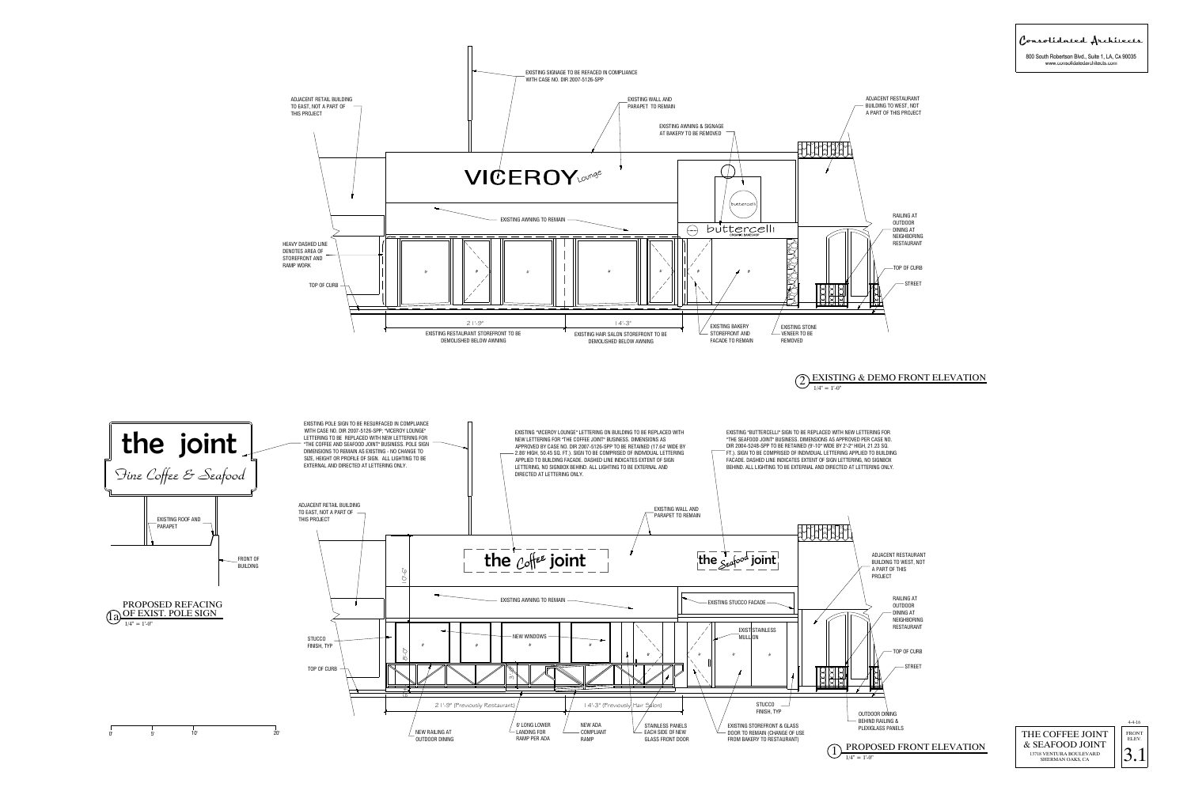**Consolidated Architects**

800 South Robertson Blvd., Suite 1, LA, CA 90035
www.consolidatedarchitects.com

## 2 EXISTING & DEMO FRONT ELEVATION

1/4" = 1'-0"

- EXISTING SIGNAGE TO BE REFACED IN COMPLIANCE WITH CASE NO. DIR 2007-5126-SPP
- ADJACENT RETAIL BUILDING TO EAST, NOT A PART OF THIS PROJECT
- EXISTING WALL AND PARAPET TO REMAIN
- EXISTING AWNING & SIGNAGE AT BAKERY TO BE REMOVED
- ADJACENT RESTAURANT BUILDING TO WEST, NOT A PART OF THIS PROJECT
- VICEROY Lounge
- buttercelli ORGANIC BAKESHOP
- EXISTING AWNING TO REMAIN
- RAILING AT OUTDOOR DINING AT NEIGHBORING RESTAURANT
- HEAVY DASHED LINE DENOTES AREA OF STOREFRONT AND RAMP WORK
- TOP OF CURB
- STREET
- 21'-9" — EXISTING RESTAURANT STOREFRONT TO BE DEMOLISHED BELOW AWNING
- 14'-3" — EXISTING HAIR SALON STOREFRONT TO BE DEMOLISHED BELOW AWNING
- EXISTING BAKERY STOREFRONT AND FACADE TO REMAIN
- EXISTING STONE VENEER TO BE REMOVED

## 1a PROPOSED REFACING OF EXIST. POLE SIGN

1/4" = 1'-0"

- the joint — Fine Coffee & Seafood
- EXISTING ROOF AND PARAPET
- FRONT OF BUILDING

## 1 PROPOSED FRONT ELEVATION

1/4" = 1'-0"

- EXISTING POLE SIGN TO BE RESURFACED IN COMPLIANCE WITH CASE NO. DIR 2007-5126-SPP; "VICEROY LOUNGE" LETTERING TO BE REPLACED WITH NEW LETTERING FOR "THE COFFEE AND SEAFOOD JOINT" BUSINESS. POLE SIGN DIMENSIONS TO REMAIN AS EXISTING - NO CHANGE TO SIZE, HEIGHT OR PROFILE OF SIGN. ALL LIGHTING TO BE EXTERNAL AND DIRECTED AT LETTERING ONLY.
- EXISTING "VICEROY LOUNGE" LETTERING ON BUILDING TO BE REPLACED WITH NEW LETTERING FOR "THE COFFEE JOINT" BUSINESS. DIMENSIONS AS APPROVED BY CASE NO. DIR 2007-5126-SPP TO BE RETAINED (17.64' WIDE BY 2.86' HIGH, 50.45 SQ. FT.). SIGN TO BE COMPRISED OF INDIVIDUAL LETTERING APPLIED TO BUILDING FACADE. DASHED LINE INDICATES EXTENT OF SIGN LETTERING, NO SIGNBOX BEHIND. ALL LIGHTING TO BE EXTERNAL AND DIRECTED AT LETTERING ONLY.
- EXISTING "BUTTERCELLI" SIGN TO BE REPLACED WITH NEW LETTERING FOR "THE SEAFOOD JOINT" BUSINESS. DIMENSIONS AS APPROVED PER CASE NO. DIR 2004-5248-SPP TO BE RETAINED (9'-10" WIDE BY 2'-2" HIGH, 21.23 SQ. FT.). SIGN TO BE COMPRISED OF INDIVIDUAL LETTERING APPLIED TO BUILDING FACADE. DASHED LINE INDICATES EXTENT OF SIGN LETTERING, NO SIGNBOX BEHIND. ALL LIGHTING TO BE EXTERNAL AND DIRECTED AT LETTERING ONLY.
- ADJACENT RETAIL BUILDING TO EAST, NOT A PART OF THIS PROJECT
- EXISTING WALL AND PARAPET TO REMAIN
- the Coffee joint
- the Seafood joint
- 10'-6"
- EXISTING AWNING TO REMAIN
- EXISTING STUCCO FACADE
- ADJACENT RESTAURANT BUILDING TO WEST, NOT A PART OF THIS PROJECT
- RAILING AT OUTDOOR DINING AT NEIGHBORING RESTAURANT
- STUCCO FINISH, TYP
- NEW WINDOWS
- EXIST. STAINLESS MULLION
- 8'-0"
- 3'
- TOP OF CURB
- STREET
- 21'-9" (Previously Restaurant)
- 14'-3" (Previously Hair Salon)
- STUCCO FINISH, TYP
- OUTDOOR DINING BEHIND RAILING & PLEXIGLASS PANELS
- NEW RAILING AT OUTDOOR DINING
- 6' LONG LOWER LANDING FOR RAMP PER ADA
- NEW ADA COMPLIANT RAMP
- STAINLESS PANELS EACH SIDE OF NEW GLASS FRONT DOOR
- EXISTING STOREFRONT & GLASS DOOR TO REMAIN (CHANGE OF USE FROM BAKERY TO RESTAURANT)

0' 5' 10' 20'

THE COFFEE JOINT & SEAFOOD JOINT
13718 VENTURA BOULEVARD
SHERMAN OAKS, CA

4-4-16
FRONT ELEV.
3.1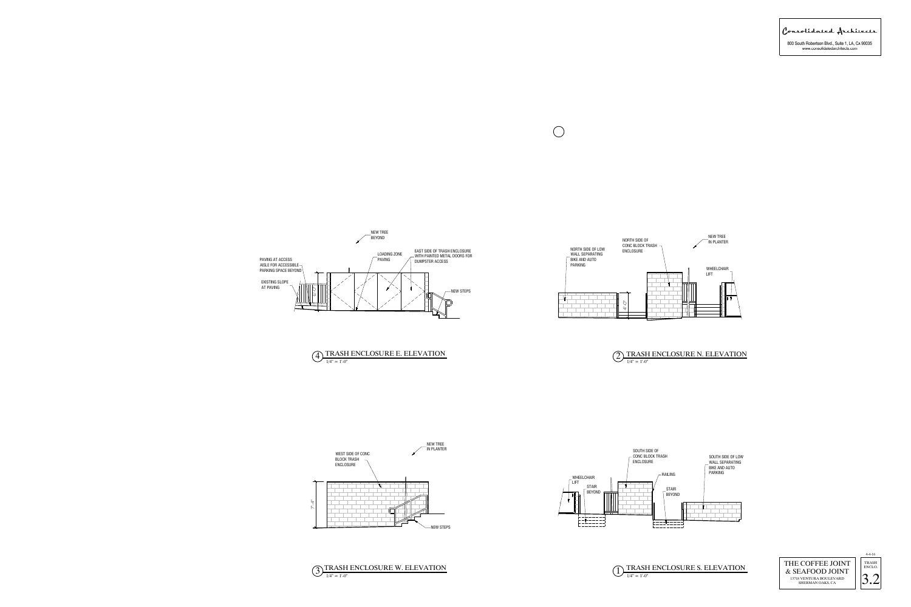Consolidated Architects

800 South Robertson Blvd., Suite 1, LA, CA 90035
www.consolidatedarchitects.com

NEW TREE
BEYOND

PAVING AT ACCESS
AISLE FOR ACCESSIBLE
PARKING SPACE BEYOND

EXISTING SLOPE
AT PAVING

LOADING ZONE
PAVING

EAST SIDE OF TRASH ENCLOSURE
WITH PAINTED METAL DOORS FOR
DUMPSTER ACCESS

NEW STEPS

4 TRASH ENCLOSURE E. ELEVATION
1/4" = 1'-0"

NORTH SIDE OF LOW
WALL SEPARATING
BIKE AND AUTO
PARKING

NORTH SIDE OF
CONC BLOCK TRASH
ENCLOSURE

NEW TREE
IN PLANTER

WHEELCHAIR
LIFT

4'-0"

2 TRASH ENCLOSURE N. ELEVATION
1/4" = 1'-0"

NEW TREE
IN PLANTER

WEST SIDE OF CONC
BLOCK TRASH
ENCLOSURE

7'-4"

NEW STEPS

3 TRASH ENCLOSURE W. ELEVATION
1/4" = 1'-0"

SOUTH SIDE OF
CONC BLOCK TRASH
ENCLOSURE

SOUTH SIDE OF LOW
WALL SEPARATING
BIKE AND AUTO
PARKING

WHEELCHAIR
LIFT

STAIR
BEYOND

RAILING

STAIR
BEYOND

1 TRASH ENCLOSURE S. ELEVATION
1/4" = 1'-0"

THE COFFEE JOINT
& SEAFOOD JOINT
13718 VENTURA BOULEVARD
SHERMAN OAKS, CA

4-4-16

TRASH
ENCLO.

3.2